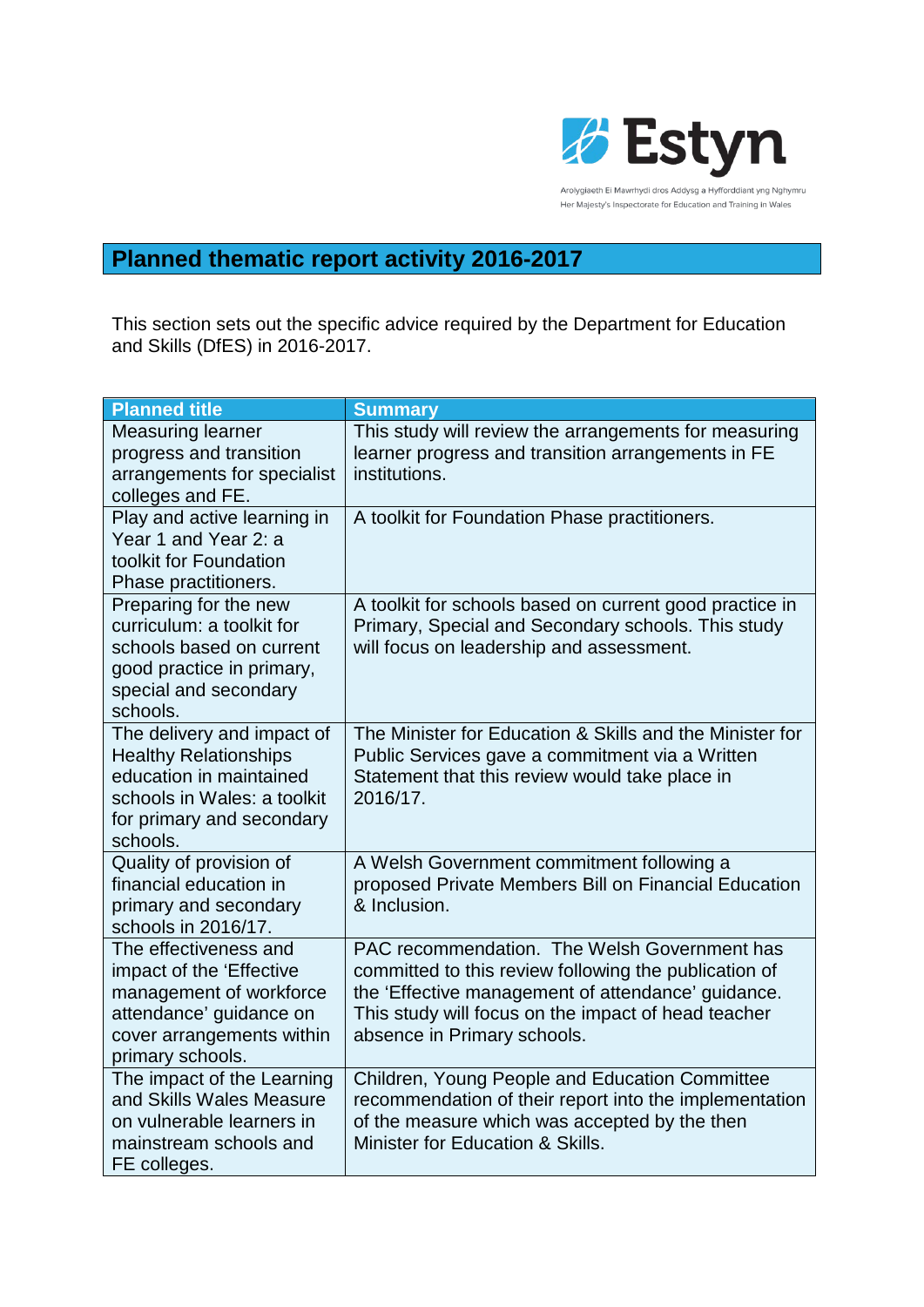Estyn

Arolygiaeth Ei Mawrhydi dros Addysg a Hyfforddiant yng Nghymru
Her Majesty's Inspectorate for Education and Training in Wales

## Planned thematic report activity 2016-2017

This section sets out the specific advice required by the Department for Education and Skills (DfES) in 2016-2017.

| Planned title | Summary |
|---|---|
| Measuring learner progress and transition arrangements for specialist colleges and FE. | This study will review the arrangements for measuring learner progress and transition arrangements in FE institutions. |
| Play and active learning in Year 1 and Year 2: a toolkit for Foundation Phase practitioners. | A toolkit for Foundation Phase practitioners. |
| Preparing for the new curriculum: a toolkit for schools based on current good practice in primary, special and secondary schools. | A toolkit for schools based on current good practice in Primary, Special and Secondary schools. This study will focus on leadership and assessment. |
| The delivery and impact of Healthy Relationships education in maintained schools in Wales: a toolkit for primary and secondary schools. | The Minister for Education & Skills and the Minister for Public Services gave a commitment via a Written Statement that this review would take place in 2016/17. |
| Quality of provision of financial education in primary and secondary schools in 2016/17. | A Welsh Government commitment following a proposed Private Members Bill on Financial Education & Inclusion. |
| The effectiveness and impact of the 'Effective management of workforce attendance' guidance on cover arrangements within primary schools. | PAC recommendation. The Welsh Government has committed to this review following the publication of the 'Effective management of attendance' guidance. This study will focus on the impact of head teacher absence in Primary schools. |
| The impact of the Learning and Skills Wales Measure on vulnerable learners in mainstream schools and FE colleges. | Children, Young People and Education Committee recommendation of their report into the implementation of the measure which was accepted by the then Minister for Education & Skills. |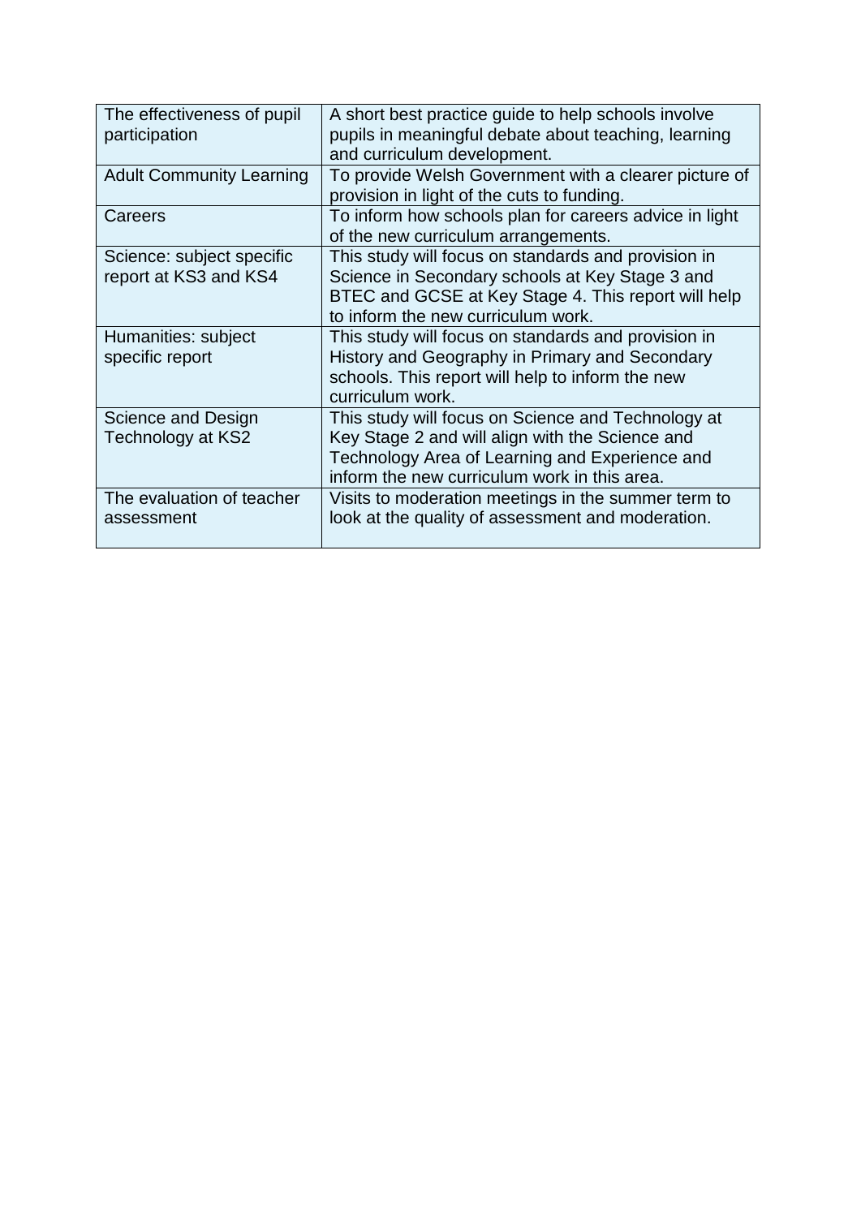| | |
|---|---|
| The effectiveness of pupil participation | A short best practice guide to help schools involve pupils in meaningful debate about teaching, learning and curriculum development. |
| Adult Community Learning | To provide Welsh Government with a clearer picture of provision in light of the cuts to funding. |
| Careers | To inform how schools plan for careers advice in light of the new curriculum arrangements. |
| Science: subject specific report at KS3 and KS4 | This study will focus on standards and provision in Science in Secondary schools at Key Stage 3 and BTEC and GCSE at Key Stage 4. This report will help to inform the new curriculum work. |
| Humanities: subject specific report | This study will focus on standards and provision in History and Geography in Primary and Secondary schools. This report will help to inform the new curriculum work. |
| Science and Design Technology at KS2 | This study will focus on Science and Technology at Key Stage 2 and will align with the Science and Technology Area of Learning and Experience and inform the new curriculum work in this area. |
| The evaluation of teacher assessment | Visits to moderation meetings in the summer term to look at the quality of assessment and moderation. |